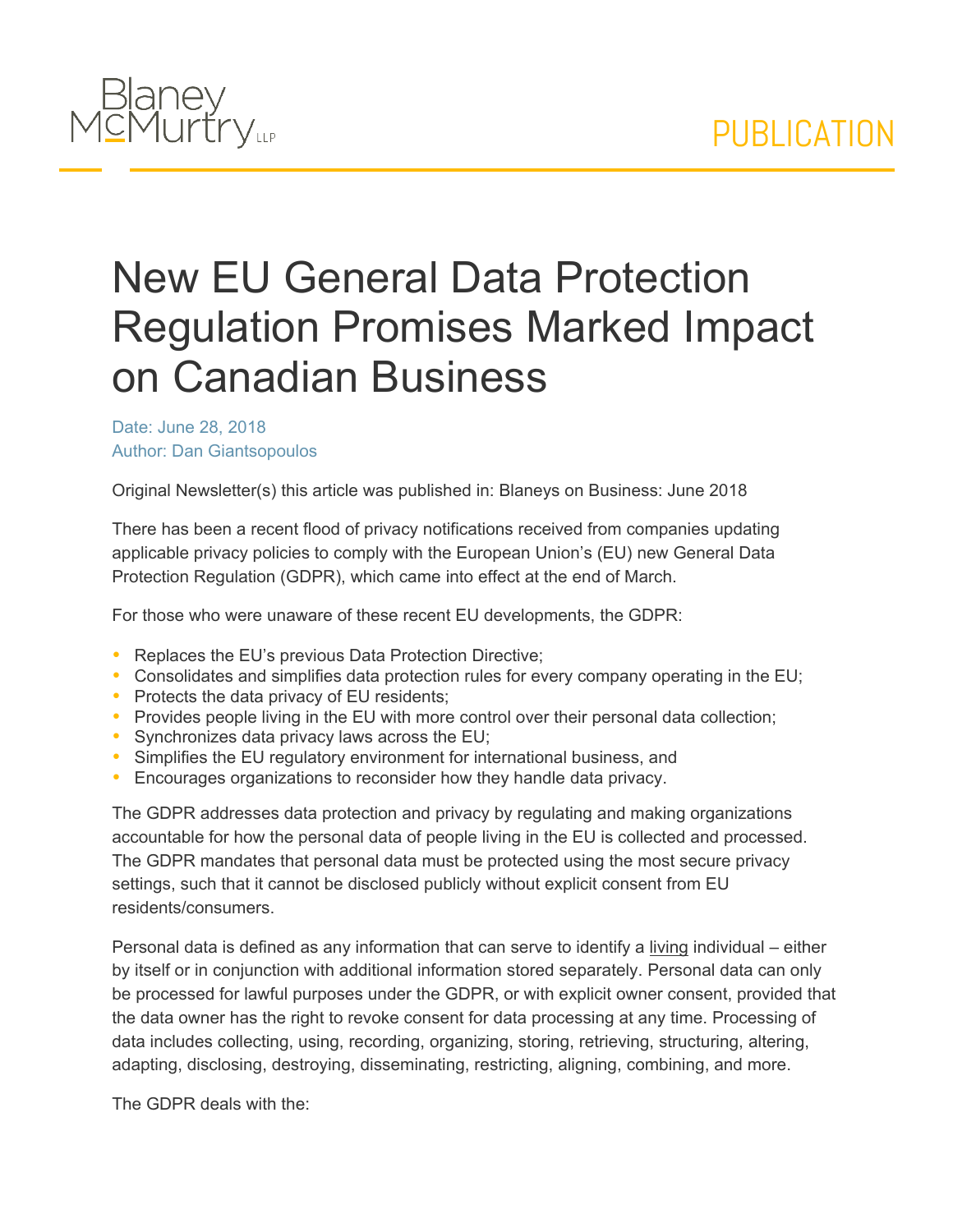# New EU General Data Protection Regulation Promises Marked Impact on Canadian Business

Date: June 28, 2018
Author: Dan Giantsopoulos

Original Newsletter(s) this article was published in: Blaneys on Business: June 2018

There has been a recent flood of privacy notifications received from companies updating applicable privacy policies to comply with the European Union's (EU) new General Data Protection Regulation (GDPR), which came into effect at the end of March.

For those who were unaware of these recent EU developments, the GDPR:

- Replaces the EU's previous Data Protection Directive;
- Consolidates and simplifies data protection rules for every company operating in the EU;
- Protects the data privacy of EU residents;
- Provides people living in the EU with more control over their personal data collection;
- Synchronizes data privacy laws across the EU;
- Simplifies the EU regulatory environment for international business, and
- Encourages organizations to reconsider how they handle data privacy.

The GDPR addresses data protection and privacy by regulating and making organizations accountable for how the personal data of people living in the EU is collected and processed. The GDPR mandates that personal data must be protected using the most secure privacy settings, such that it cannot be disclosed publicly without explicit consent from EU residents/consumers.

Personal data is defined as any information that can serve to identify a living individual – either by itself or in conjunction with additional information stored separately. Personal data can only be processed for lawful purposes under the GDPR, or with explicit owner consent, provided that the data owner has the right to revoke consent for data processing at any time. Processing of data includes collecting, using, recording, organizing, storing, retrieving, structuring, altering, adapting, disclosing, destroying, disseminating, restricting, aligning, combining, and more.

The GDPR deals with the: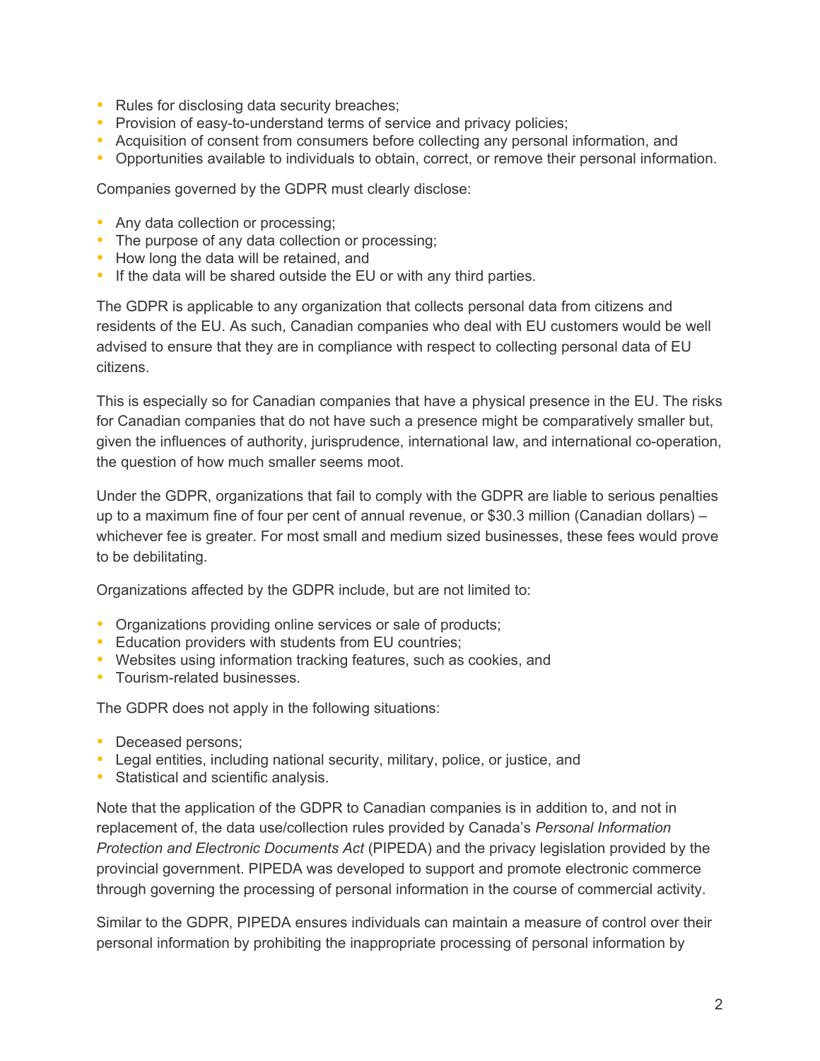- Rules for disclosing data security breaches;
- Provision of easy-to-understand terms of service and privacy policies;
- Acquisition of consent from consumers before collecting any personal information, and
- Opportunities available to individuals to obtain, correct, or remove their personal information.

Companies governed by the GDPR must clearly disclose:

- Any data collection or processing;
- The purpose of any data collection or processing;
- How long the data will be retained, and
- If the data will be shared outside the EU or with any third parties.

The GDPR is applicable to any organization that collects personal data from citizens and residents of the EU. As such, Canadian companies who deal with EU customers would be well advised to ensure that they are in compliance with respect to collecting personal data of EU citizens.

This is especially so for Canadian companies that have a physical presence in the EU. The risks for Canadian companies that do not have such a presence might be comparatively smaller but, given the influences of authority, jurisprudence, international law, and international co-operation, the question of how much smaller seems moot.

Under the GDPR, organizations that fail to comply with the GDPR are liable to serious penalties up to a maximum fine of four per cent of annual revenue, or $30.3 million (Canadian dollars) – whichever fee is greater. For most small and medium sized businesses, these fees would prove to be debilitating.

Organizations affected by the GDPR include, but are not limited to:

- Organizations providing online services or sale of products;
- Education providers with students from EU countries;
- Websites using information tracking features, such as cookies, and
- Tourism-related businesses.

The GDPR does not apply in the following situations:

- Deceased persons;
- Legal entities, including national security, military, police, or justice, and
- Statistical and scientific analysis.

Note that the application of the GDPR to Canadian companies is in addition to, and not in replacement of, the data use/collection rules provided by Canada's *Personal Information Protection and Electronic Documents Act* (PIPEDA) and the privacy legislation provided by the provincial government. PIPEDA was developed to support and promote electronic commerce through governing the processing of personal information in the course of commercial activity.

Similar to the GDPR, PIPEDA ensures individuals can maintain a measure of control over their personal information by prohibiting the inappropriate processing of personal information by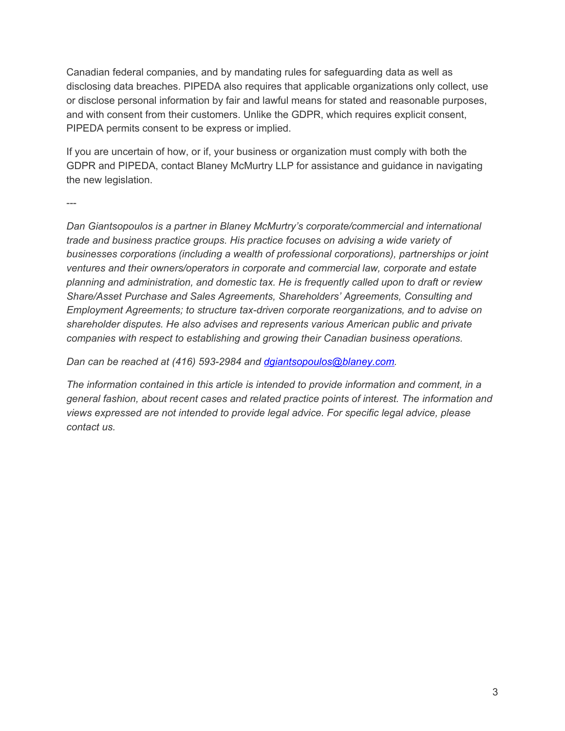Canadian federal companies, and by mandating rules for safeguarding data as well as disclosing data breaches. PIPEDA also requires that applicable organizations only collect, use or disclose personal information by fair and lawful means for stated and reasonable purposes, and with consent from their customers. Unlike the GDPR, which requires explicit consent, PIPEDA permits consent to be express or implied.

If you are uncertain of how, or if, your business or organization must comply with both the GDPR and PIPEDA, contact Blaney McMurtry LLP for assistance and guidance in navigating the new legislation.

---

*Dan Giantsopoulos is a partner in Blaney McMurtry's corporate/commercial and international trade and business practice groups. His practice focuses on advising a wide variety of businesses corporations (including a wealth of professional corporations), partnerships or joint ventures and their owners/operators in corporate and commercial law, corporate and estate planning and administration, and domestic tax. He is frequently called upon to draft or review Share/Asset Purchase and Sales Agreements, Shareholders' Agreements, Consulting and Employment Agreements; to structure tax-driven corporate reorganizations, and to advise on shareholder disputes. He also advises and represents various American public and private companies with respect to establishing and growing their Canadian business operations.*

*Dan can be reached at (416) 593-2984 and [dgiantsopoulos@blaney.com](mailto:dgiantsopoulos@blaney.com).*

*The information contained in this article is intended to provide information and comment, in a general fashion, about recent cases and related practice points of interest. The information and views expressed are not intended to provide legal advice. For specific legal advice, please contact us.*